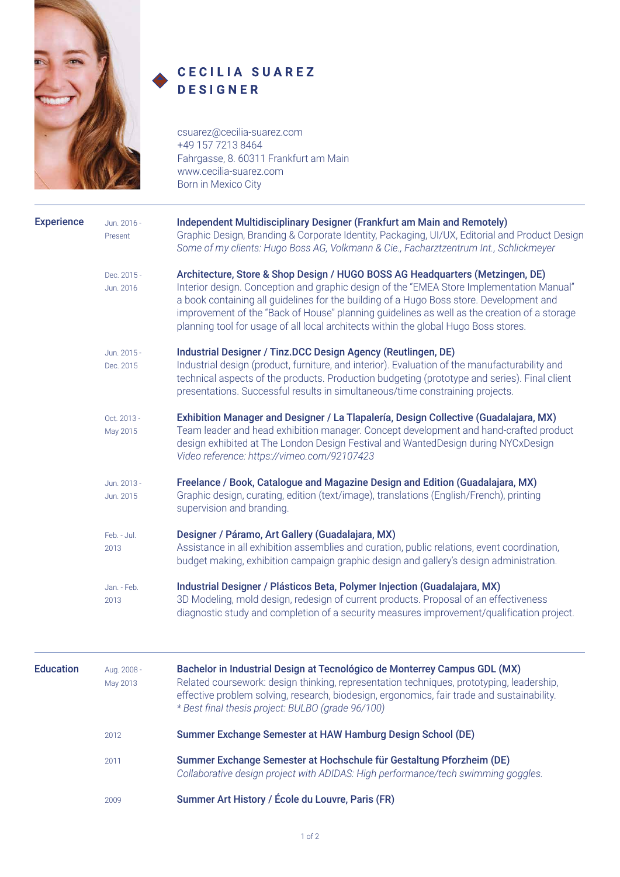# CECILIA SUAREZ
## DESIGNER

csuarez@cecilia-suarez.com
+49 157 7213 8464
Fahrgasse, 8. 60311 Frankfurt am Main
www.cecilia-suarez.com
Born in Mexico City

---

## Experience

**Jun. 2016 - Present**
**Independent Multidisciplinary Designer (Frankfurt am Main and Remotely)**
Graphic Design, Branding & Corporate Identity, Packaging, UI/UX, Editorial and Product Design
*Some of my clients: Hugo Boss AG, Volkmann & Cie., Facharztzentrum Int., Schlickmeyer*

**Dec. 2015 - Jun. 2016**
**Architecture, Store & Shop Design / HUGO BOSS AG Headquarters (Metzingen, DE)**
Interior design. Conception and graphic design of the "EMEA Store Implementation Manual" a book containing all guidelines for the building of a Hugo Boss store. Development and improvement of the "Back of House" planning guidelines as well as the creation of a storage planning tool for usage of all local architects within the global Hugo Boss stores.

**Jun. 2015 - Dec. 2015**
**Industrial Designer / Tinz.DCC Design Agency (Reutlingen, DE)**
Industrial design (product, furniture, and interior). Evaluation of the manufacturability and technical aspects of the products. Production budgeting (prototype and series). Final client presentations. Successful results in simultaneous/time constraining projects.

**Oct. 2013 - May 2015**
**Exhibition Manager and Designer / La Tlapalería, Design Collective (Guadalajara, MX)**
Team leader and head exhibition manager. Concept development and hand-crafted product design exhibited at The London Design Festival and WantedDesign during NYCxDesign
*Video reference: https://vimeo.com/92107423*

**Jun. 2013 - Jun. 2015**
**Freelance / Book, Catalogue and Magazine Design and Edition (Guadalajara, MX)**
Graphic design, curating, edition (text/image), translations (English/French), printing supervision and branding.

**Feb. - Jul. 2013**
**Designer / Páramo, Art Gallery (Guadalajara, MX)**
Assistance in all exhibition assemblies and curation, public relations, event coordination, budget making, exhibition campaign graphic design and gallery's design administration.

**Jan. - Feb. 2013**
**Industrial Designer / Plásticos Beta, Polymer Injection (Guadalajara, MX)**
3D Modeling, mold design, redesign of current products. Proposal of an effectiveness diagnostic study and completion of a security measures improvement/qualification project.

---

## Education

**Aug. 2008 - May 2013**
**Bachelor in Industrial Design at Tecnológico de Monterrey Campus GDL (MX)**
Related coursework: design thinking, representation techniques, prototyping, leadership, effective problem solving, research, biodesign, ergonomics, fair trade and sustainability.
*\* Best final thesis project: BULBO (grade 96/100)*

**2012**
**Summer Exchange Semester at HAW Hamburg Design School (DE)**

**2011**
**Summer Exchange Semester at Hochschule für Gestaltung Pforzheim (DE)**
*Collaborative design project with ADIDAS: High performance/tech swimming goggles.*

**2009**
**Summer Art History / École du Louvre, Paris (FR)**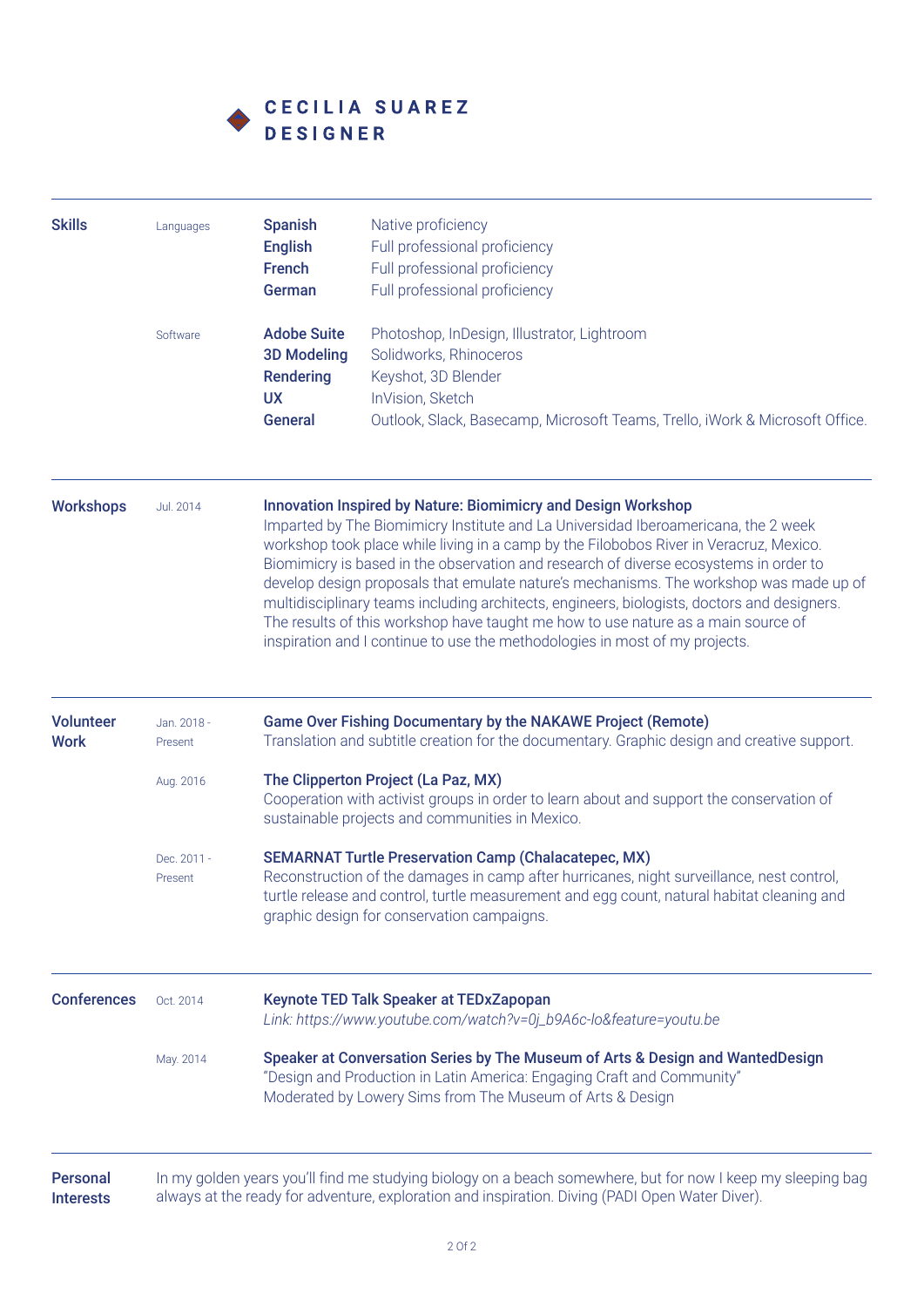# CECILIA SUAREZ
## DESIGNER

## Skills

**Languages**

| | | |
|---|---|---|
| **Spanish** | Native proficiency |
| **English** | Full professional proficiency |
| **French** | Full professional proficiency |
| **German** | Full professional proficiency |

**Software**

| | |
|---|---|
| **Adobe Suite** | Photoshop, InDesign, Illustrator, Lightroom |
| **3D Modeling** | Solidworks, Rhinoceros |
| **Rendering** | Keyshot, 3D Blender |
| **UX** | InVision, Sketch |
| **General** | Outlook, Slack, Basecamp, Microsoft Teams, Trello, iWork & Microsoft Office. |

## Workshops

Jul. 2014

**Innovation Inspired by Nature: Biomimicry and Design Workshop**
Imparted by The Biomimicry Institute and La Universidad Iberoamericana, the 2 week workshop took place while living in a camp by the Filobobos River in Veracruz, Mexico. Biomimicry is based in the observation and research of diverse ecosystems in order to develop design proposals that emulate nature's mechanisms. The workshop was made up of multidisciplinary teams including architects, engineers, biologists, doctors and designers. The results of this workshop have taught me how to use nature as a main source of inspiration and I continue to use the methodologies in most of my projects.

## Volunteer Work

Jan. 2018 - Present

**Game Over Fishing Documentary by the NAKAWE Project (Remote)**
Translation and subtitle creation for the documentary. Graphic design and creative support.

Aug. 2016

**The Clipperton Project (La Paz, MX)**
Cooperation with activist groups in order to learn about and support the conservation of sustainable projects and communities in Mexico.

Dec. 2011 - Present

**SEMARNAT Turtle Preservation Camp (Chalacatepec, MX)**
Reconstruction of the damages in camp after hurricanes, night surveillance, nest control, turtle release and control, turtle measurement and egg count, natural habitat cleaning and graphic design for conservation campaigns.

## Conferences

Oct. 2014

**Keynote TED Talk Speaker at TEDxZapopan**
*Link: https://www.youtube.com/watch?v=0j_b9A6c-lo&feature=youtu.be*

May. 2014

**Speaker at Conversation Series by The Museum of Arts & Design and WantedDesign**
"Design and Production in Latin America: Engaging Craft and Community"
Moderated by Lowery Sims from The Museum of Arts & Design

## Personal Interests

In my golden years you'll find me studying biology on a beach somewhere, but for now I keep my sleeping bag always at the ready for adventure, exploration and inspiration. Diving (PADI Open Water Diver).